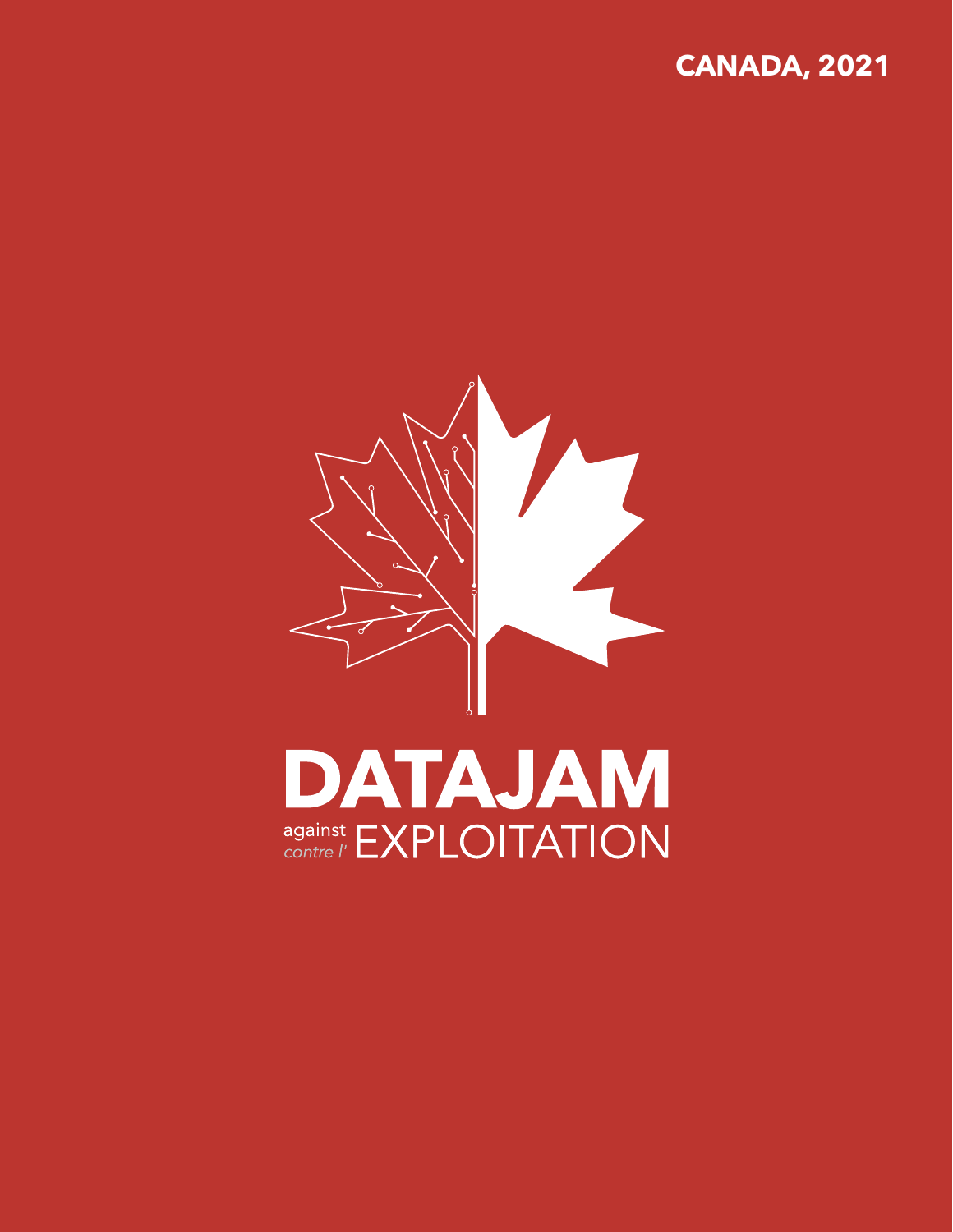**CANADA, 2021**

# DATAJAM

against *contre l'* EXPLOITATION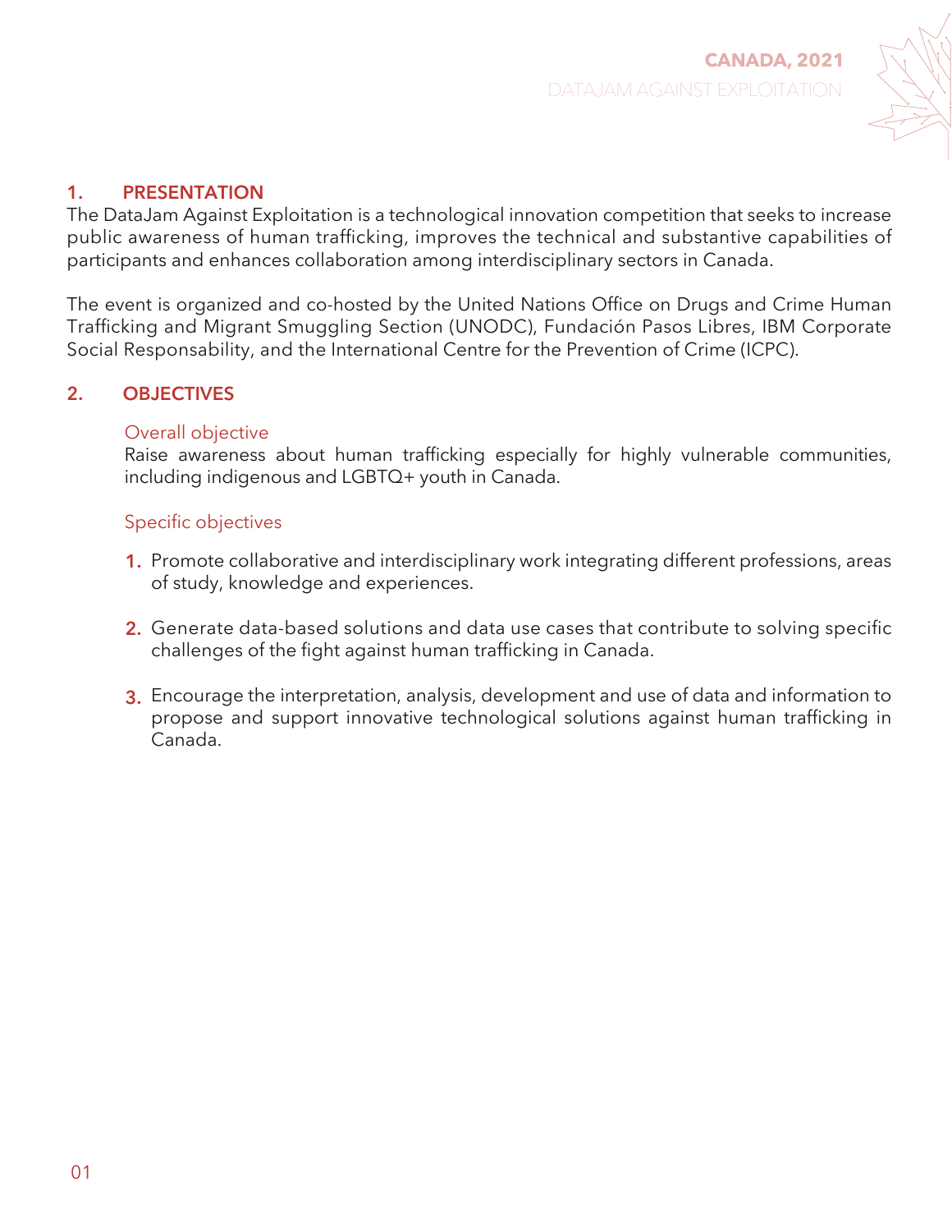## 1. PRESENTATION

The DataJam Against Exploitation is a technological innovation competition that seeks to increase public awareness of human trafficking, improves the technical and substantive capabilities of participants and enhances collaboration among interdisciplinary sectors in Canada.

The event is organized and co-hosted by the United Nations Office on Drugs and Crime Human Trafficking and Migrant Smuggling Section (UNODC), Fundación Pasos Libres, IBM Corporate Social Responsability, and the International Centre for the Prevention of Crime (ICPC).

## 2. OBJECTIVES

### Overall objective

Raise awareness about human trafficking especially for highly vulnerable communities, including indigenous and LGBTQ+ youth in Canada.

### Specific objectives

1. Promote collaborative and interdisciplinary work integrating different professions, areas of study, knowledge and experiences.

2. Generate data-based solutions and data use cases that contribute to solving specific challenges of the fight against human trafficking in Canada.

3. Encourage the interpretation, analysis, development and use of data and information to propose and support innovative technological solutions against human trafficking in Canada.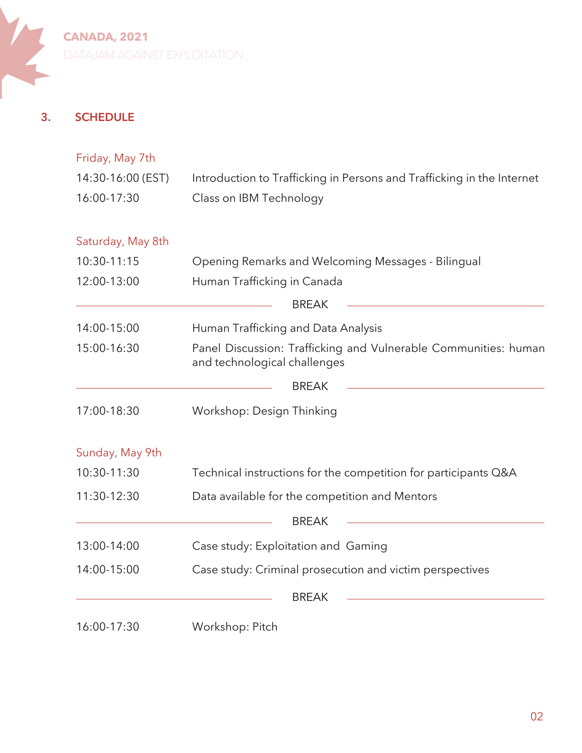## 3. SCHEDULE

**Friday, May 7th**

| | |
|---|---|
| 14:30-16:00 (EST) | Introduction to Trafficking in Persons and Trafficking in the Internet |
| 16:00-17:30 | Class on IBM Technology |

**Saturday, May 8th**

| | |
|---|---|
| 10:30-11:15 | Opening Remarks and Welcoming Messages - Bilingual |
| 12:00-13:00 | Human Trafficking in Canada |
| | BREAK |
| 14:00-15:00 | Human Trafficking and Data Analysis |
| 15:00-16:30 | Panel Discussion: Trafficking and Vulnerable Communities: human and technological challenges |
| | BREAK |
| 17:00-18:30 | Workshop: Design Thinking |

**Sunday, May 9th**

| | |
|---|---|
| 10:30-11:30 | Technical instructions for the competition for participants Q&A |
| 11:30-12:30 | Data available for the competition and Mentors |
| | BREAK |
| 13:00-14:00 | Case study: Exploitation and Gaming |
| 14:00-15:00 | Case study: Criminal prosecution and victim perspectives |
| | BREAK |
| 16:00-17:30 | Workshop: Pitch |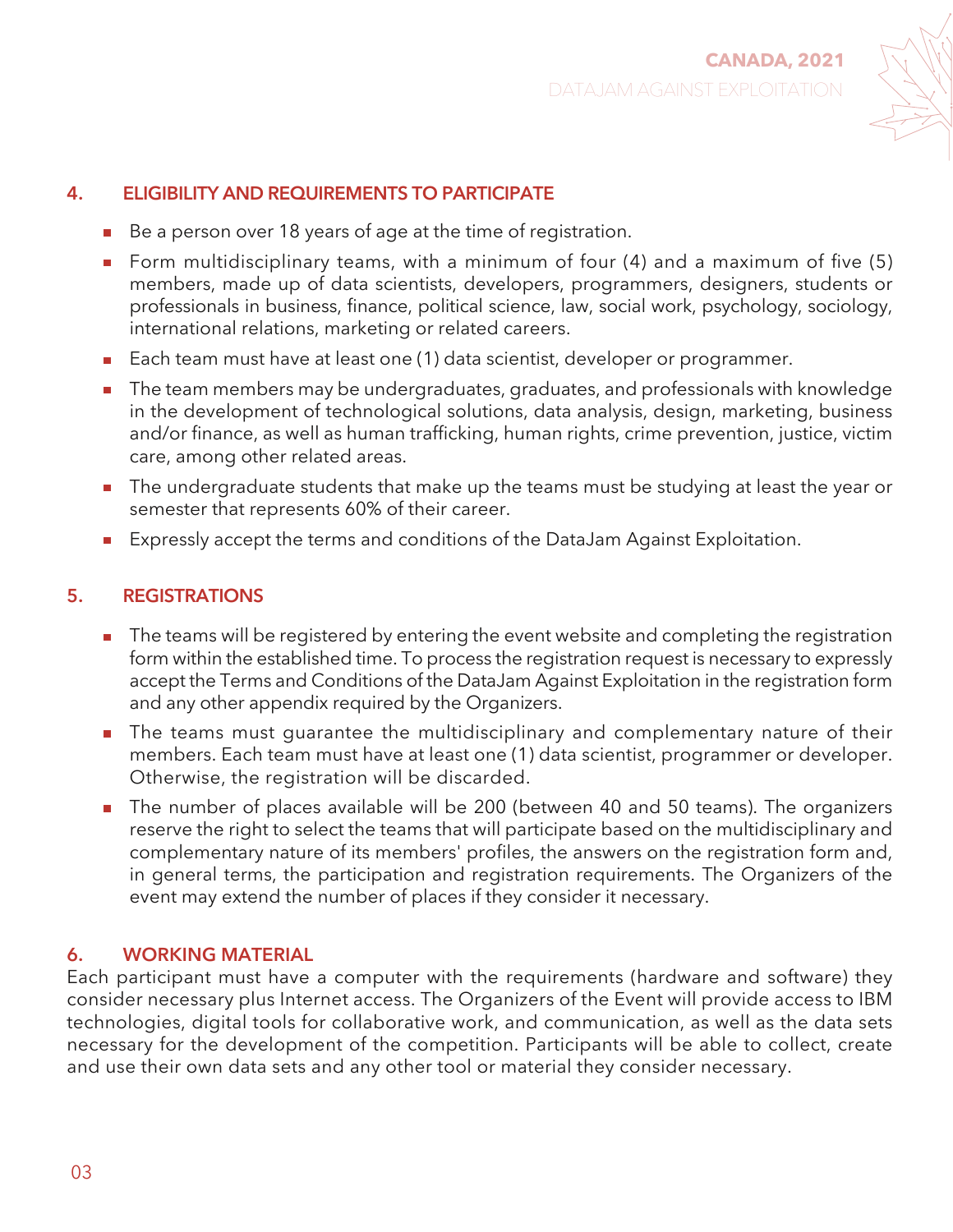## 4. ELIGIBILITY AND REQUIREMENTS TO PARTICIPATE

- Be a person over 18 years of age at the time of registration.
- Form multidisciplinary teams, with a minimum of four (4) and a maximum of five (5) members, made up of data scientists, developers, programmers, designers, students or professionals in business, finance, political science, law, social work, psychology, sociology, international relations, marketing or related careers.
- Each team must have at least one (1) data scientist, developer or programmer.
- The team members may be undergraduates, graduates, and professionals with knowledge in the development of technological solutions, data analysis, design, marketing, business and/or finance, as well as human trafficking, human rights, crime prevention, justice, victim care, among other related areas.
- The undergraduate students that make up the teams must be studying at least the year or semester that represents 60% of their career.
- Expressly accept the terms and conditions of the DataJam Against Exploitation.

## 5. REGISTRATIONS

- The teams will be registered by entering the event website and completing the registration form within the established time. To process the registration request is necessary to expressly accept the Terms and Conditions of the DataJam Against Exploitation in the registration form and any other appendix required by the Organizers.
- The teams must guarantee the multidisciplinary and complementary nature of their members. Each team must have at least one (1) data scientist, programmer or developer. Otherwise, the registration will be discarded.
- The number of places available will be 200 (between 40 and 50 teams). The organizers reserve the right to select the teams that will participate based on the multidisciplinary and complementary nature of its members' profiles, the answers on the registration form and, in general terms, the participation and registration requirements. The Organizers of the event may extend the number of places if they consider it necessary.

## 6. WORKING MATERIAL

Each participant must have a computer with the requirements (hardware and software) they consider necessary plus Internet access. The Organizers of the Event will provide access to IBM technologies, digital tools for collaborative work, and communication, as well as the data sets necessary for the development of the competition. Participants will be able to collect, create and use their own data sets and any other tool or material they consider necessary.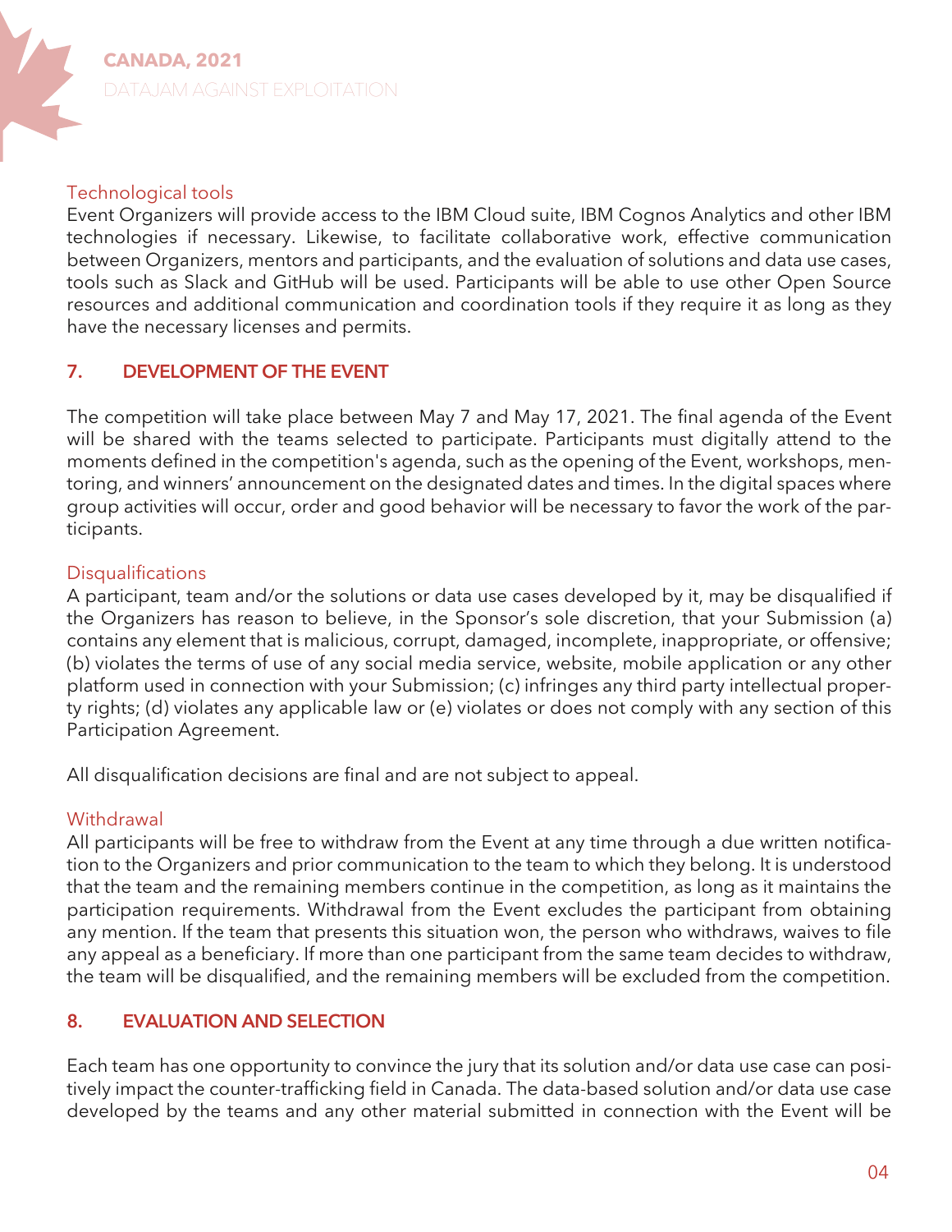### Technological tools

Event Organizers will provide access to the IBM Cloud suite, IBM Cognos Analytics and other IBM technologies if necessary. Likewise, to facilitate collaborative work, effective communication between Organizers, mentors and participants, and the evaluation of solutions and data use cases, tools such as Slack and GitHub will be used. Participants will be able to use other Open Source resources and additional communication and coordination tools if they require it as long as they have the necessary licenses and permits.

## 7. DEVELOPMENT OF THE EVENT

The competition will take place between May 7 and May 17, 2021. The final agenda of the Event will be shared with the teams selected to participate. Participants must digitally attend to the moments defined in the competition's agenda, such as the opening of the Event, workshops, mentoring, and winners' announcement on the designated dates and times. In the digital spaces where group activities will occur, order and good behavior will be necessary to favor the work of the participants.

### Disqualifications

A participant, team and/or the solutions or data use cases developed by it, may be disqualified if the Organizers has reason to believe, in the Sponsor's sole discretion, that your Submission (a) contains any element that is malicious, corrupt, damaged, incomplete, inappropriate, or offensive; (b) violates the terms of use of any social media service, website, mobile application or any other platform used in connection with your Submission; (c) infringes any third party intellectual property rights; (d) violates any applicable law or (e) violates or does not comply with any section of this Participation Agreement.

All disqualification decisions are final and are not subject to appeal.

### Withdrawal

All participants will be free to withdraw from the Event at any time through a due written notification to the Organizers and prior communication to the team to which they belong. It is understood that the team and the remaining members continue in the competition, as long as it maintains the participation requirements. Withdrawal from the Event excludes the participant from obtaining any mention. If the team that presents this situation won, the person who withdraws, waives to file any appeal as a beneficiary. If more than one participant from the same team decides to withdraw, the team will be disqualified, and the remaining members will be excluded from the competition.

## 8. EVALUATION AND SELECTION

Each team has one opportunity to convince the jury that its solution and/or data use case can positively impact the counter-trafficking field in Canada. The data-based solution and/or data use case developed by the teams and any other material submitted in connection with the Event will be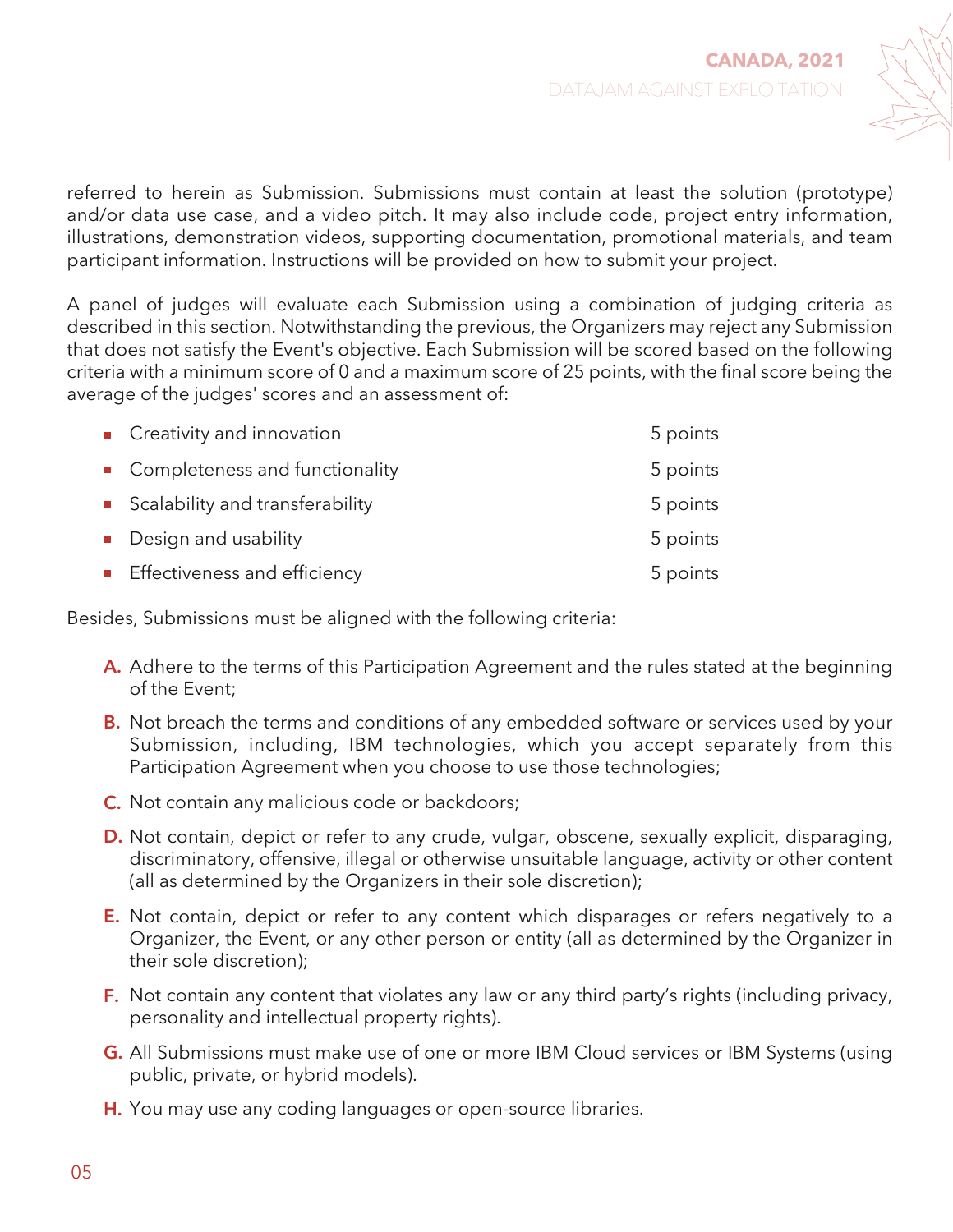referred to herein as Submission. Submissions must contain at least the solution (prototype) and/or data use case, and a video pitch. It may also include code, project entry information, illustrations, demonstration videos, supporting documentation, promotional materials, and team participant information. Instructions will be provided on how to submit your project.

A panel of judges will evaluate each Submission using a combination of judging criteria as described in this section. Notwithstanding the previous, the Organizers may reject any Submission that does not satisfy the Event's objective. Each Submission will be scored based on the following criteria with a minimum score of 0 and a maximum score of 25 points, with the final score being the average of the judges' scores and an assessment of:

- Creativity and innovation — 5 points
- Completeness and functionality — 5 points
- Scalability and transferability — 5 points
- Design and usability — 5 points
- Effectiveness and efficiency — 5 points

Besides, Submissions must be aligned with the following criteria:

A. Adhere to the terms of this Participation Agreement and the rules stated at the beginning of the Event;

B. Not breach the terms and conditions of any embedded software or services used by your Submission, including, IBM technologies, which you accept separately from this Participation Agreement when you choose to use those technologies;

C. Not contain any malicious code or backdoors;

D. Not contain, depict or refer to any crude, vulgar, obscene, sexually explicit, disparaging, discriminatory, offensive, illegal or otherwise unsuitable language, activity or other content (all as determined by the Organizers in their sole discretion);

E. Not contain, depict or refer to any content which disparages or refers negatively to a Organizer, the Event, or any other person or entity (all as determined by the Organizer in their sole discretion);

F. Not contain any content that violates any law or any third party's rights (including privacy, personality and intellectual property rights).

G. All Submissions must make use of one or more IBM Cloud services or IBM Systems (using public, private, or hybrid models).

H. You may use any coding languages or open-source libraries.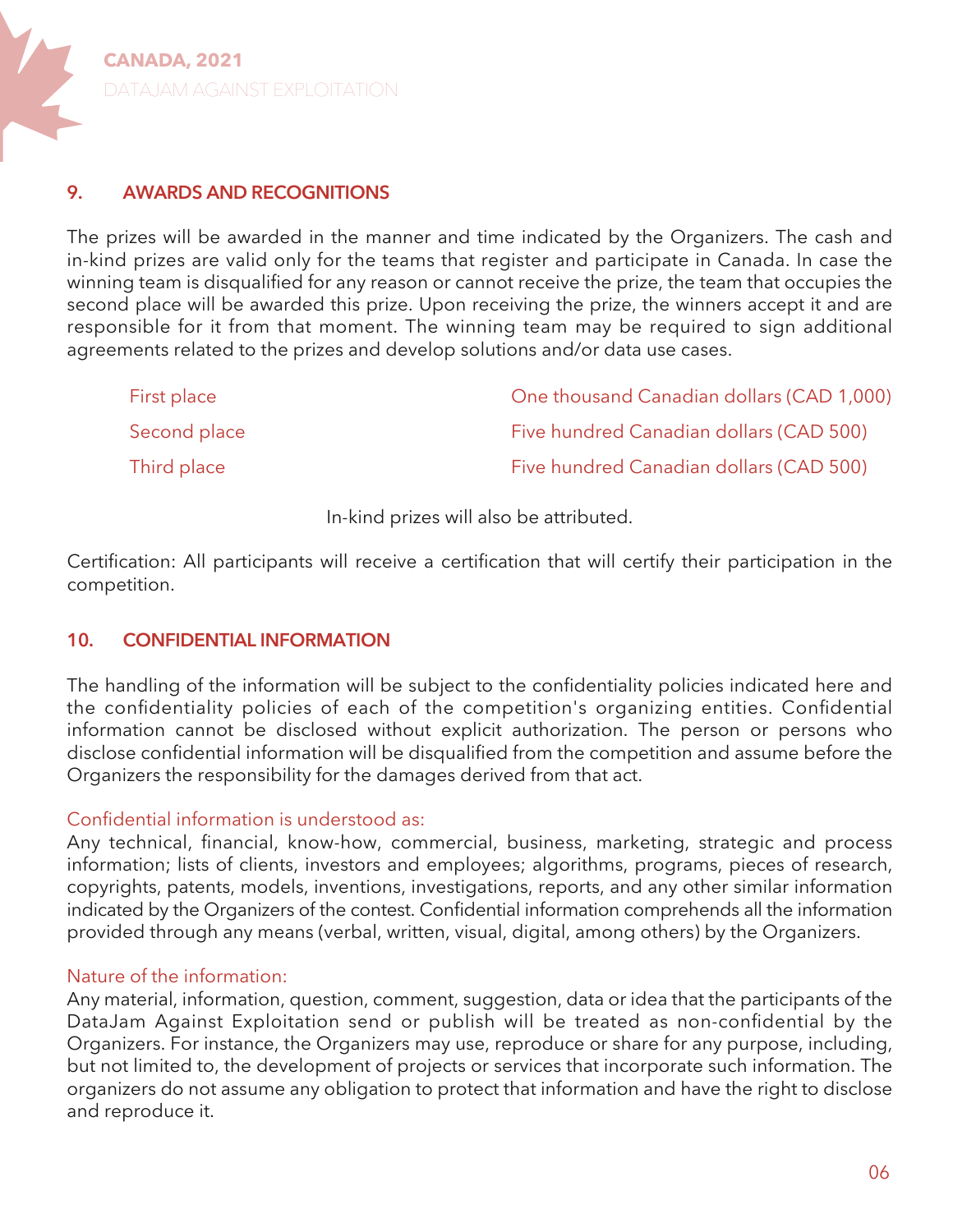## 9. AWARDS AND RECOGNITIONS

The prizes will be awarded in the manner and time indicated by the Organizers. The cash and in-kind prizes are valid only for the teams that register and participate in Canada. In case the winning team is disqualified for any reason or cannot receive the prize, the team that occupies the second place will be awarded this prize. Upon receiving the prize, the winners accept it and are responsible for it from that moment. The winning team may be required to sign additional agreements related to the prizes and develop solutions and/or data use cases.

| | |
|---|---|
| First place | One thousand Canadian dollars (CAD 1,000) |
| Second place | Five hundred Canadian dollars (CAD 500) |
| Third place | Five hundred Canadian dollars (CAD 500) |

In-kind prizes will also be attributed.

Certification: All participants will receive a certification that will certify their participation in the competition.

## 10. CONFIDENTIAL INFORMATION

The handling of the information will be subject to the confidentiality policies indicated here and the confidentiality policies of each of the competition's organizing entities. Confidential information cannot be disclosed without explicit authorization. The person or persons who disclose confidential information will be disqualified from the competition and assume before the Organizers the responsibility for the damages derived from that act.

Confidential information is understood as:
Any technical, financial, know-how, commercial, business, marketing, strategic and process information; lists of clients, investors and employees; algorithms, programs, pieces of research, copyrights, patents, models, inventions, investigations, reports, and any other similar information indicated by the Organizers of the contest. Confidential information comprehends all the information provided through any means (verbal, written, visual, digital, among others) by the Organizers.

Nature of the information:
Any material, information, question, comment, suggestion, data or idea that the participants of the DataJam Against Exploitation send or publish will be treated as non-confidential by the Organizers. For instance, the Organizers may use, reproduce or share for any purpose, including, but not limited to, the development of projects or services that incorporate such information. The organizers do not assume any obligation to protect that information and have the right to disclose and reproduce it.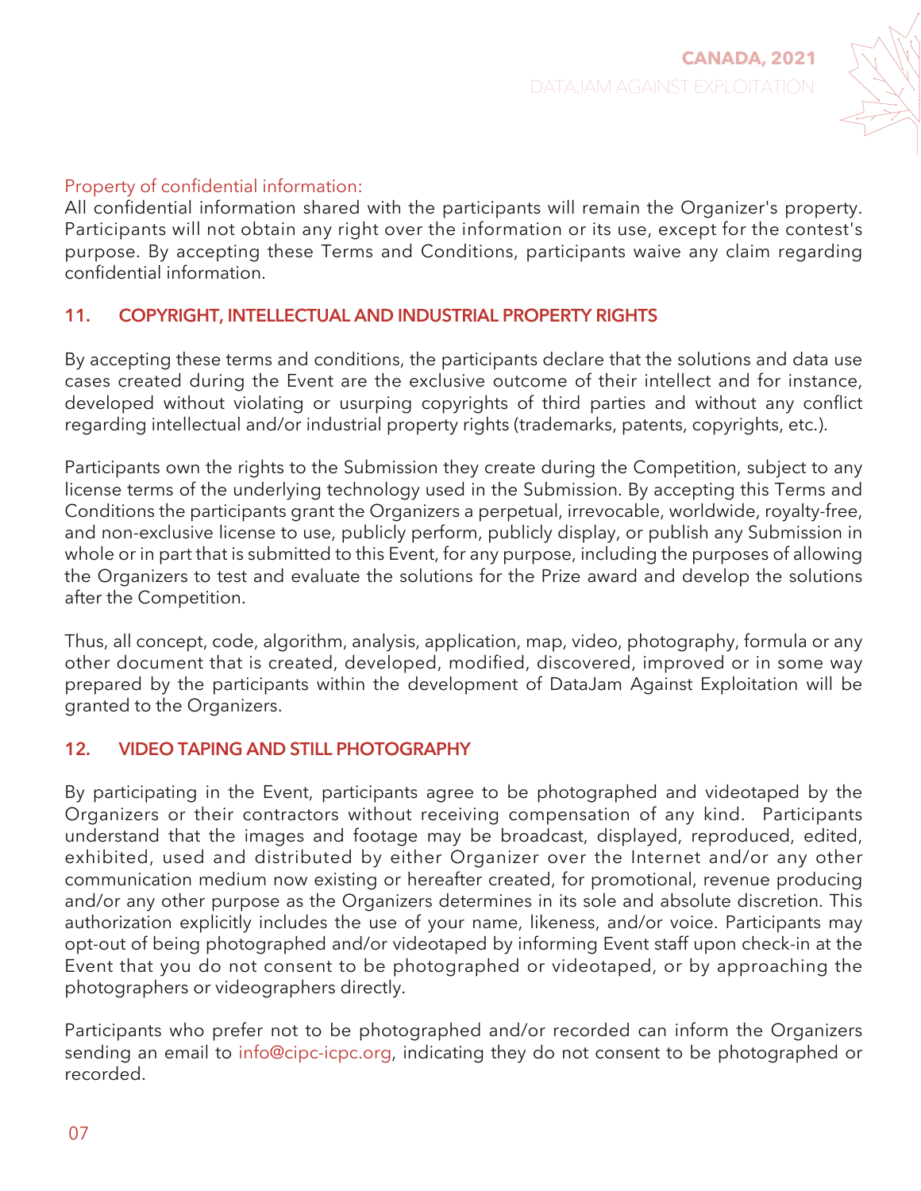Property of confidential information:

All confidential information shared with the participants will remain the Organizer's property. Participants will not obtain any right over the information or its use, except for the contest's purpose. By accepting these Terms and Conditions, participants waive any claim regarding confidential information.

## 11. COPYRIGHT, INTELLECTUAL AND INDUSTRIAL PROPERTY RIGHTS

By accepting these terms and conditions, the participants declare that the solutions and data use cases created during the Event are the exclusive outcome of their intellect and for instance, developed without violating or usurping copyrights of third parties and without any conflict regarding intellectual and/or industrial property rights (trademarks, patents, copyrights, etc.).

Participants own the rights to the Submission they create during the Competition, subject to any license terms of the underlying technology used in the Submission. By accepting this Terms and Conditions the participants grant the Organizers a perpetual, irrevocable, worldwide, royalty-free, and non-exclusive license to use, publicly perform, publicly display, or publish any Submission in whole or in part that is submitted to this Event, for any purpose, including the purposes of allowing the Organizers to test and evaluate the solutions for the Prize award and develop the solutions after the Competition.

Thus, all concept, code, algorithm, analysis, application, map, video, photography, formula or any other document that is created, developed, modified, discovered, improved or in some way prepared by the participants within the development of DataJam Against Exploitation will be granted to the Organizers.

## 12. VIDEO TAPING AND STILL PHOTOGRAPHY

By participating in the Event, participants agree to be photographed and videotaped by the Organizers or their contractors without receiving compensation of any kind. Participants understand that the images and footage may be broadcast, displayed, reproduced, edited, exhibited, used and distributed by either Organizer over the Internet and/or any other communication medium now existing or hereafter created, for promotional, revenue producing and/or any other purpose as the Organizers determines in its sole and absolute discretion. This authorization explicitly includes the use of your name, likeness, and/or voice. Participants may opt-out of being photographed and/or videotaped by informing Event staff upon check-in at the Event that you do not consent to be photographed or videotaped, or by approaching the photographers or videographers directly.

Participants who prefer not to be photographed and/or recorded can inform the Organizers sending an email to info@cipc-icpc.org, indicating they do not consent to be photographed or recorded.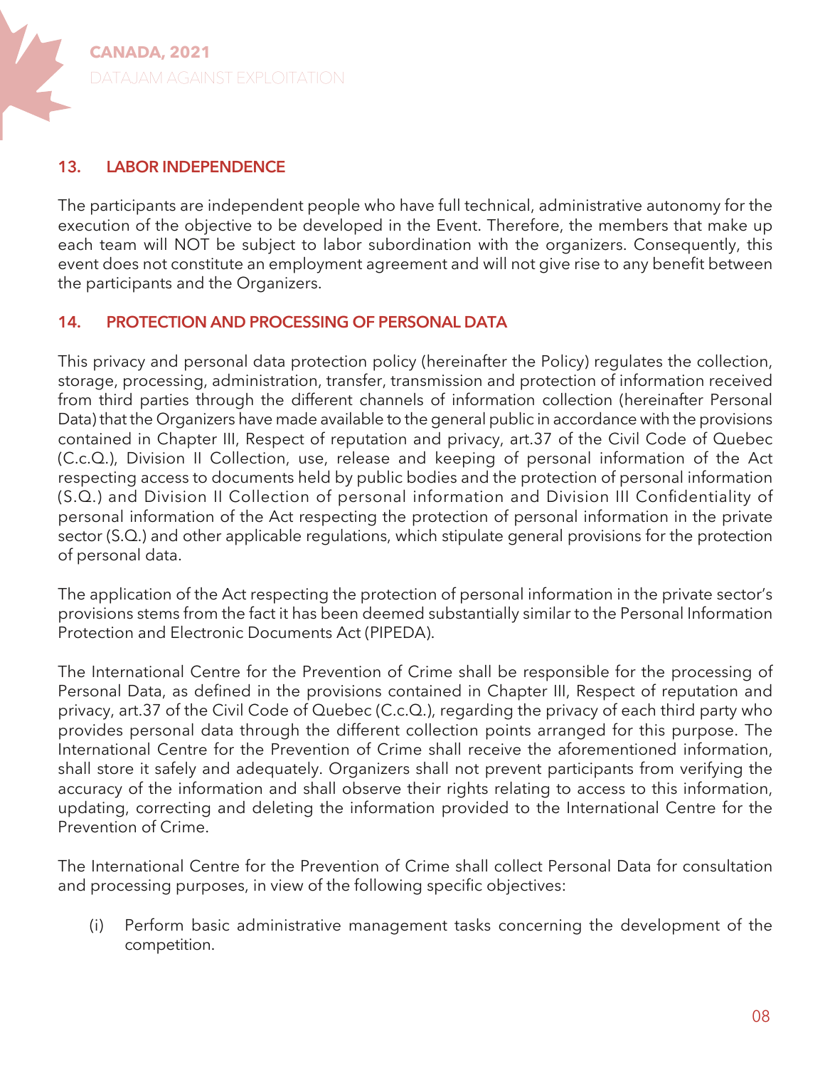## 13. LABOR INDEPENDENCE

The participants are independent people who have full technical, administrative autonomy for the execution of the objective to be developed in the Event. Therefore, the members that make up each team will NOT be subject to labor subordination with the organizers. Consequently, this event does not constitute an employment agreement and will not give rise to any benefit between the participants and the Organizers.

## 14. PROTECTION AND PROCESSING OF PERSONAL DATA

This privacy and personal data protection policy (hereinafter the Policy) regulates the collection, storage, processing, administration, transfer, transmission and protection of information received from third parties through the different channels of information collection (hereinafter Personal Data) that the Organizers have made available to the general public in accordance with the provisions contained in Chapter III, Respect of reputation and privacy, art.37 of the Civil Code of Quebec (C.c.Q.), Division II Collection, use, release and keeping of personal information of the Act respecting access to documents held by public bodies and the protection of personal information (S.Q.) and Division II Collection of personal information and Division III Confidentiality of personal information of the Act respecting the protection of personal information in the private sector (S.Q.) and other applicable regulations, which stipulate general provisions for the protection of personal data.

The application of the Act respecting the protection of personal information in the private sector's provisions stems from the fact it has been deemed substantially similar to the Personal Information Protection and Electronic Documents Act (PIPEDA).

The International Centre for the Prevention of Crime shall be responsible for the processing of Personal Data, as defined in the provisions contained in Chapter III, Respect of reputation and privacy, art.37 of the Civil Code of Quebec (C.c.Q.), regarding the privacy of each third party who provides personal data through the different collection points arranged for this purpose. The International Centre for the Prevention of Crime shall receive the aforementioned information, shall store it safely and adequately. Organizers shall not prevent participants from verifying the accuracy of the information and shall observe their rights relating to access to this information, updating, correcting and deleting the information provided to the International Centre for the Prevention of Crime.

The International Centre for the Prevention of Crime shall collect Personal Data for consultation and processing purposes, in view of the following specific objectives:

(i) Perform basic administrative management tasks concerning the development of the competition.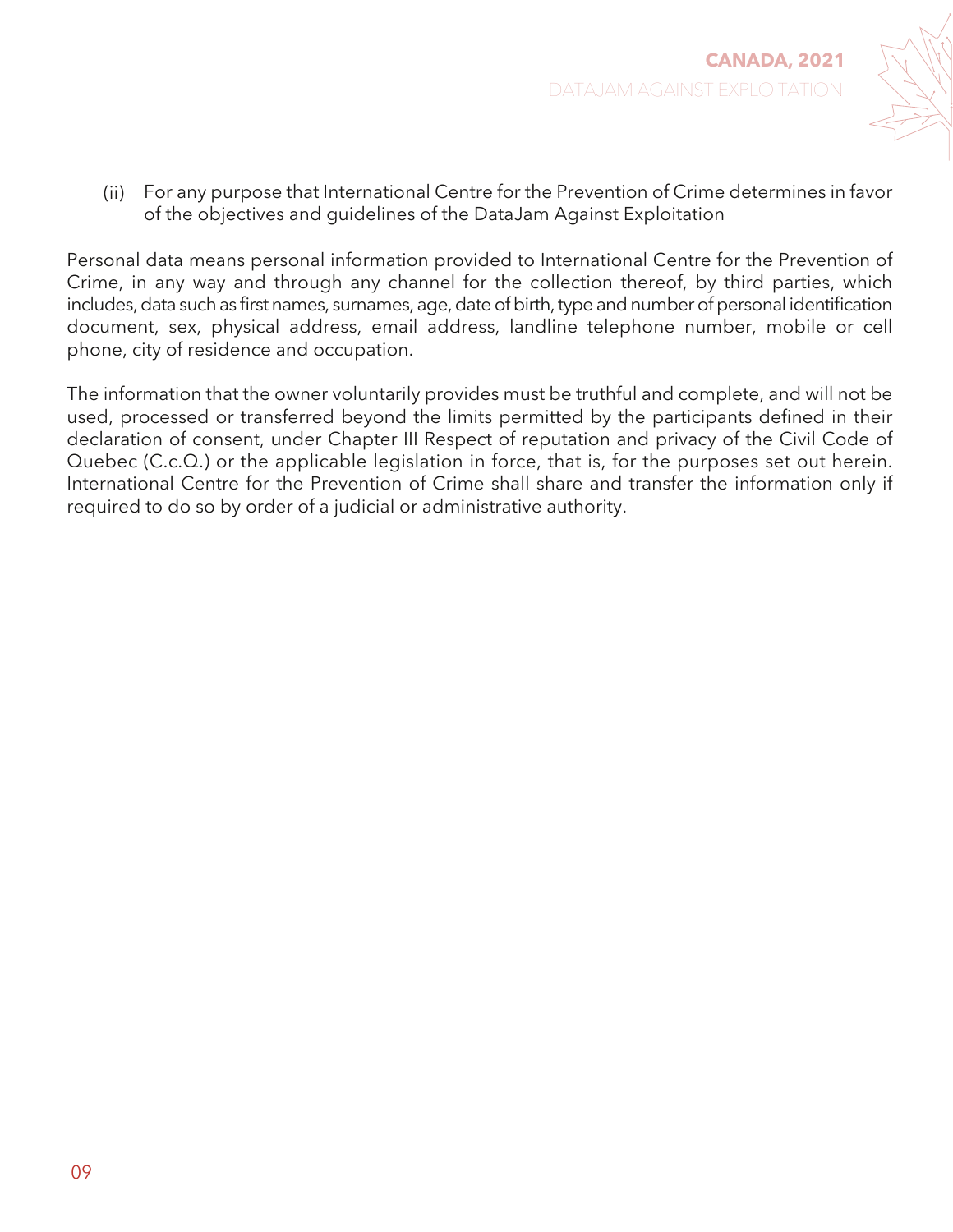(ii) For any purpose that International Centre for the Prevention of Crime determines in favor of the objectives and guidelines of the DataJam Against Exploitation

Personal data means personal information provided to International Centre for the Prevention of Crime, in any way and through any channel for the collection thereof, by third parties, which includes, data such as first names, surnames, age, date of birth, type and number of personal identification document, sex, physical address, email address, landline telephone number, mobile or cell phone, city of residence and occupation.

The information that the owner voluntarily provides must be truthful and complete, and will not be used, processed or transferred beyond the limits permitted by the participants defined in their declaration of consent, under Chapter III Respect of reputation and privacy of the Civil Code of Quebec (C.c.Q.) or the applicable legislation in force, that is, for the purposes set out herein. International Centre for the Prevention of Crime shall share and transfer the information only if required to do so by order of a judicial or administrative authority.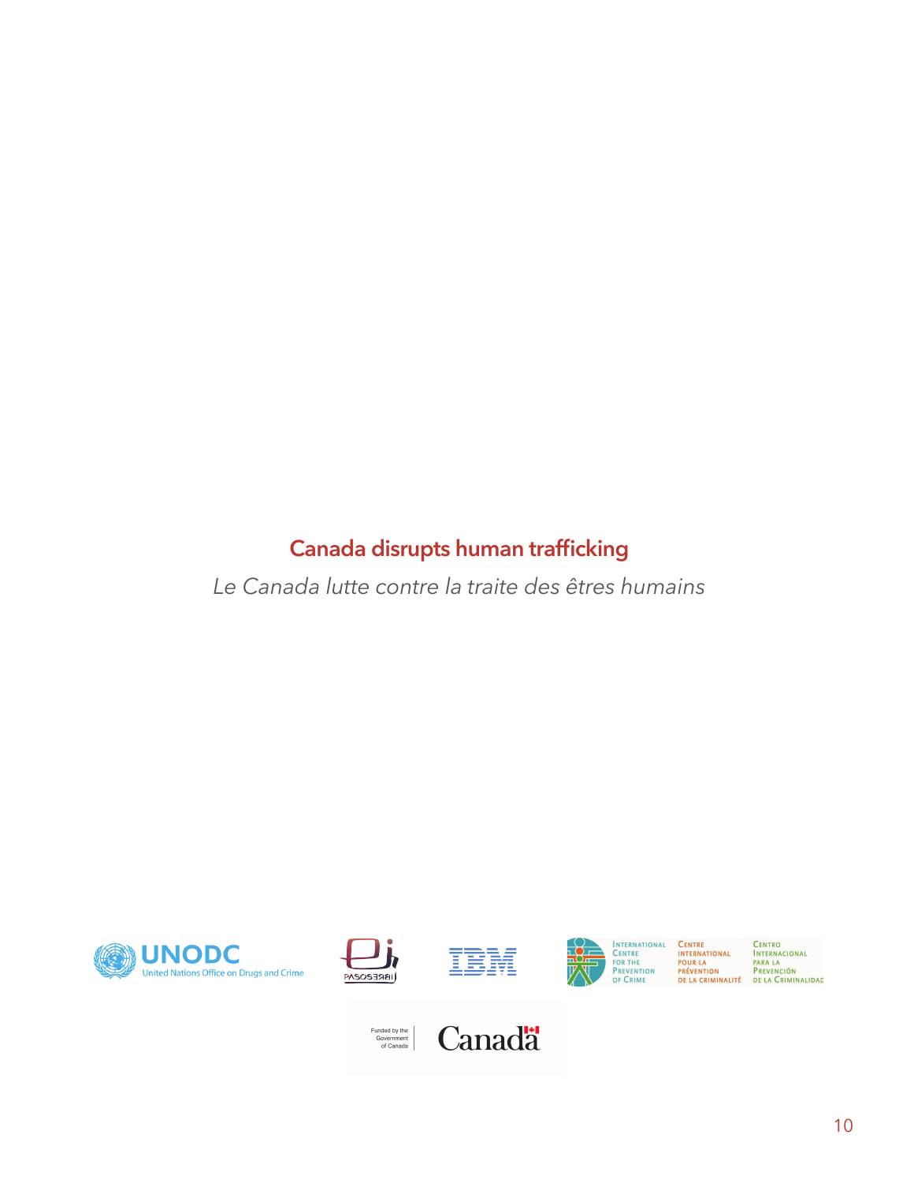**Canada disrupts human trafficking**

*Le Canada lutte contre la traite des êtres humains*

UNODC
United Nations Office on Drugs and Crime

PASOS LIBRES

IBM

International Centre for the Prevention of Crime
Centre international pour la prévention de la criminalité
Centro Internacional para la Prevención de la Criminalidad

Funded by the Government of Canada

Canada